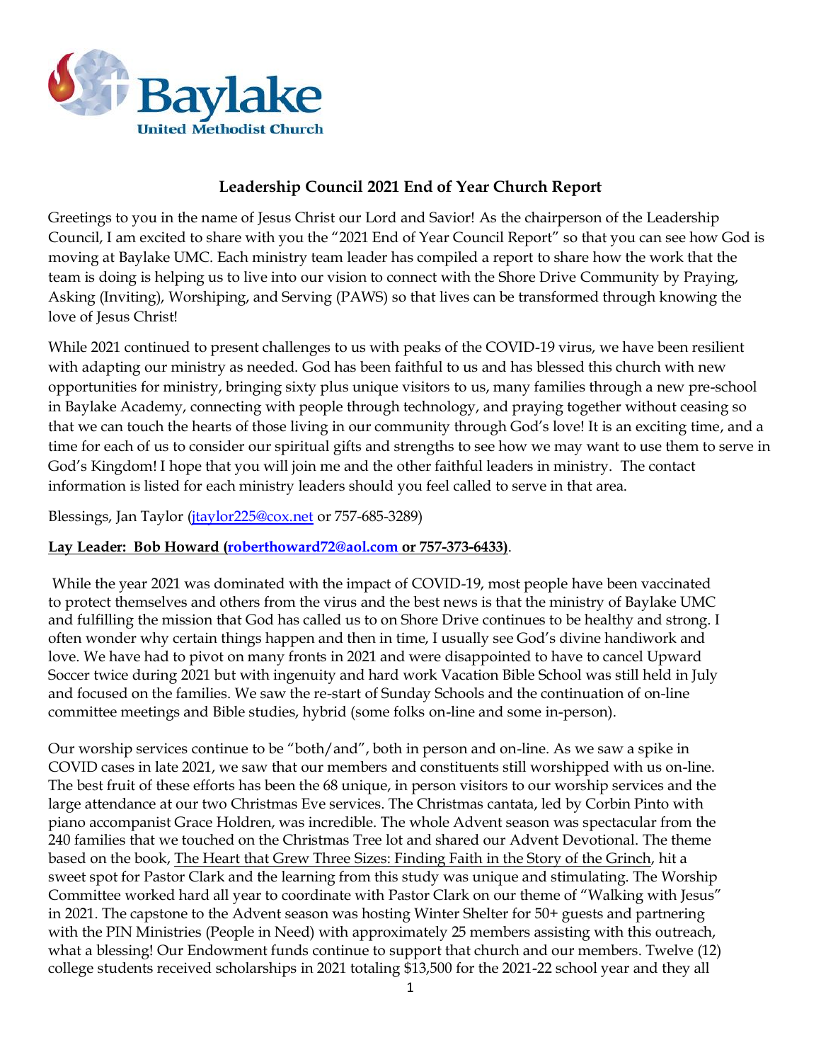Baylake
United Methodist Church

## Leadership Council 2021 End of Year Church Report

Greetings to you in the name of Jesus Christ our Lord and Savior! As the chairperson of the Leadership Council, I am excited to share with you the "2021 End of Year Council Report" so that you can see how God is moving at Baylake UMC. Each ministry team leader has compiled a report to share how the work that the team is doing is helping us to live into our vision to connect with the Shore Drive Community by Praying, Asking (Inviting), Worshiping, and Serving (PAWS) so that lives can be transformed through knowing the love of Jesus Christ!

While 2021 continued to present challenges to us with peaks of the COVID-19 virus, we have been resilient with adapting our ministry as needed. God has been faithful to us and has blessed this church with new opportunities for ministry, bringing sixty plus unique visitors to us, many families through a new pre-school in Baylake Academy, connecting with people through technology, and praying together without ceasing so that we can touch the hearts of those living in our community through God's love! It is an exciting time, and a time for each of us to consider our spiritual gifts and strengths to see how we may want to use them to serve in God's Kingdom! I hope that you will join me and the other faithful leaders in ministry. The contact information is listed for each ministry leaders should you feel called to serve in that area.

Blessings, Jan Taylor (jtaylor225@cox.net or 757-685-3289)

**Lay Leader: Bob Howard (roberthoward72@aol.com or 757-373-6433).**

While the year 2021 was dominated with the impact of COVID-19, most people have been vaccinated to protect themselves and others from the virus and the best news is that the ministry of Baylake UMC and fulfilling the mission that God has called us to on Shore Drive continues to be healthy and strong. I often wonder why certain things happen and then in time, I usually see God's divine handiwork and love. We have had to pivot on many fronts in 2021 and were disappointed to have to cancel Upward Soccer twice during 2021 but with ingenuity and hard work Vacation Bible School was still held in July and focused on the families. We saw the re-start of Sunday Schools and the continuation of on-line committee meetings and Bible studies, hybrid (some folks on-line and some in-person).

Our worship services continue to be "both/and", both in person and on-line. As we saw a spike in COVID cases in late 2021, we saw that our members and constituents still worshipped with us on-line. The best fruit of these efforts has been the 68 unique, in person visitors to our worship services and the large attendance at our two Christmas Eve services. The Christmas cantata, led by Corbin Pinto with piano accompanist Grace Holdren, was incredible. The whole Advent season was spectacular from the 240 families that we touched on the Christmas Tree lot and shared our Advent Devotional. The theme based on the book, The Heart that Grew Three Sizes: Finding Faith in the Story of the Grinch, hit a sweet spot for Pastor Clark and the learning from this study was unique and stimulating. The Worship Committee worked hard all year to coordinate with Pastor Clark on our theme of "Walking with Jesus" in 2021. The capstone to the Advent season was hosting Winter Shelter for 50+ guests and partnering with the PIN Ministries (People in Need) with approximately 25 members assisting with this outreach, what a blessing! Our Endowment funds continue to support that church and our members. Twelve (12) college students received scholarships in 2021 totaling $13,500 for the 2021-22 school year and they all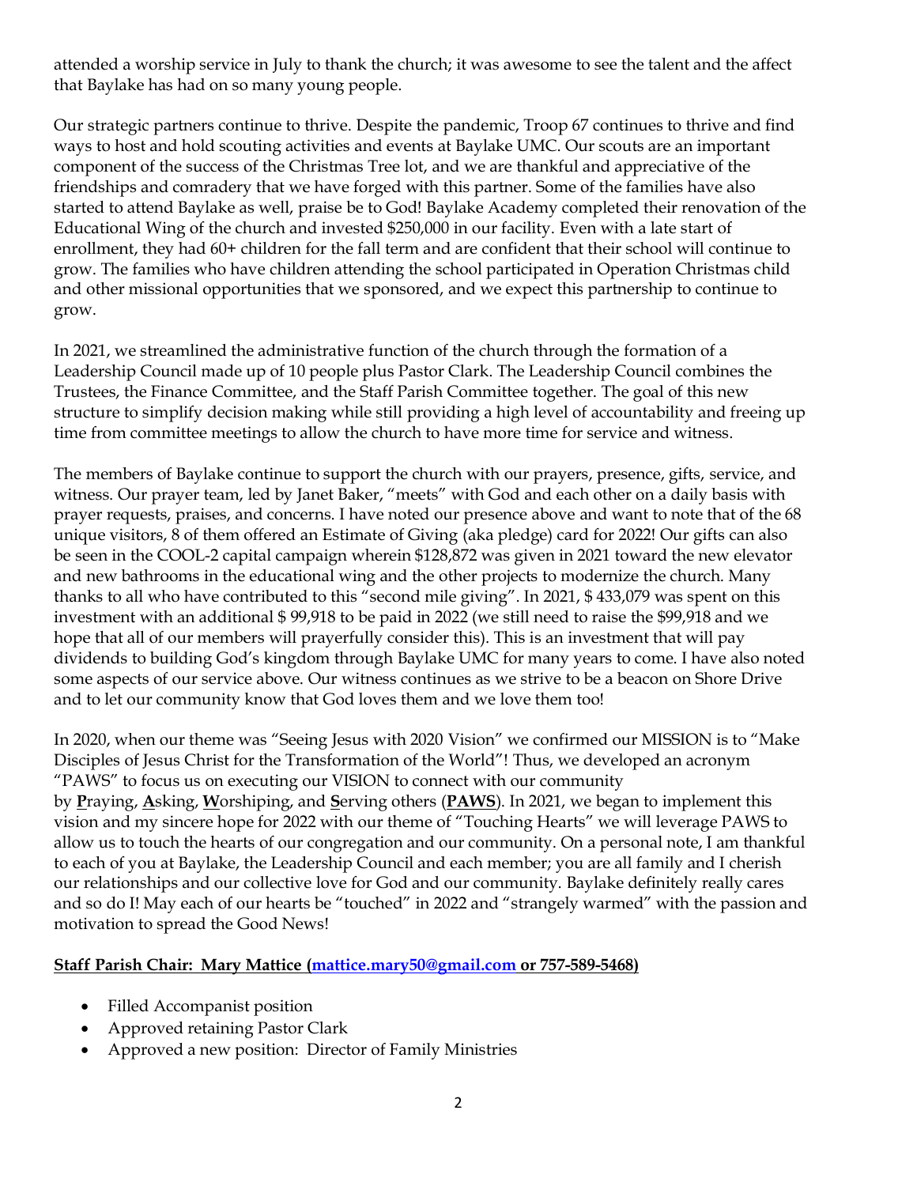attended a worship service in July to thank the church; it was awesome to see the talent and the affect that Baylake has had on so many young people.

Our strategic partners continue to thrive. Despite the pandemic, Troop 67 continues to thrive and find ways to host and hold scouting activities and events at Baylake UMC. Our scouts are an important component of the success of the Christmas Tree lot, and we are thankful and appreciative of the friendships and comradery that we have forged with this partner. Some of the families have also started to attend Baylake as well, praise be to God! Baylake Academy completed their renovation of the Educational Wing of the church and invested $250,000 in our facility. Even with a late start of enrollment, they had 60+ children for the fall term and are confident that their school will continue to grow. The families who have children attending the school participated in Operation Christmas child and other missional opportunities that we sponsored, and we expect this partnership to continue to grow.

In 2021, we streamlined the administrative function of the church through the formation of a Leadership Council made up of 10 people plus Pastor Clark. The Leadership Council combines the Trustees, the Finance Committee, and the Staff Parish Committee together. The goal of this new structure to simplify decision making while still providing a high level of accountability and freeing up time from committee meetings to allow the church to have more time for service and witness.

The members of Baylake continue to support the church with our prayers, presence, gifts, service, and witness. Our prayer team, led by Janet Baker, "meets" with God and each other on a daily basis with prayer requests, praises, and concerns. I have noted our presence above and want to note that of the 68 unique visitors, 8 of them offered an Estimate of Giving (aka pledge) card for 2022! Our gifts can also be seen in the COOL-2 capital campaign wherein $128,872 was given in 2021 toward the new elevator and new bathrooms in the educational wing and the other projects to modernize the church. Many thanks to all who have contributed to this "second mile giving". In 2021, $ 433,079 was spent on this investment with an additional $ 99,918 to be paid in 2022 (we still need to raise the $99,918 and we hope that all of our members will prayerfully consider this). This is an investment that will pay dividends to building God's kingdom through Baylake UMC for many years to come. I have also noted some aspects of our service above. Our witness continues as we strive to be a beacon on Shore Drive and to let our community know that God loves them and we love them too!

In 2020, when our theme was "Seeing Jesus with 2020 Vision" we confirmed our MISSION is to "Make Disciples of Jesus Christ for the Transformation of the World"! Thus, we developed an acronym "PAWS" to focus us on executing our VISION to connect with our community by **P**raying, **A**sking, **W**orshiping, and **S**erving others (**PAWS**). In 2021, we began to implement this vision and my sincere hope for 2022 with our theme of "Touching Hearts" we will leverage PAWS to allow us to touch the hearts of our congregation and our community. On a personal note, I am thankful to each of you at Baylake, the Leadership Council and each member; you are all family and I cherish our relationships and our collective love for God and our community. Baylake definitely really cares and so do I! May each of our hearts be "touched" in 2022 and "strangely warmed" with the passion and motivation to spread the Good News!

**Staff Parish Chair: Mary Mattice (mattice.mary50@gmail.com or 757-589-5468)**

- Filled Accompanist position
- Approved retaining Pastor Clark
- Approved a new position: Director of Family Ministries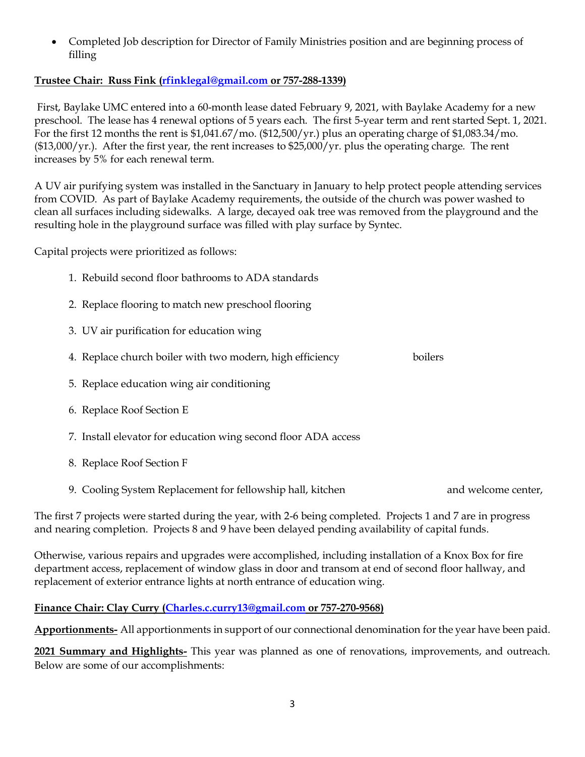- Completed Job description for Director of Family Ministries position and are beginning process of filling

**Trustee Chair: Russ Fink (rfinklegal@gmail.com or 757-288-1339)**

First, Baylake UMC entered into a 60-month lease dated February 9, 2021, with Baylake Academy for a new preschool. The lease has 4 renewal options of 5 years each. The first 5-year term and rent started Sept. 1, 2021. For the first 12 months the rent is $1,041.67/mo. ($12,500/yr.) plus an operating charge of $1,083.34/mo. ($13,000/yr.). After the first year, the rent increases to $25,000/yr. plus the operating charge. The rent increases by 5% for each renewal term.

A UV air purifying system was installed in the Sanctuary in January to help protect people attending services from COVID. As part of Baylake Academy requirements, the outside of the church was power washed to clean all surfaces including sidewalks. A large, decayed oak tree was removed from the playground and the resulting hole in the playground surface was filled with play surface by Syntec.

Capital projects were prioritized as follows:

1. Rebuild second floor bathrooms to ADA standards
2. Replace flooring to match new preschool flooring
3. UV air purification for education wing
4. Replace church boiler with two modern, high efficiency boilers
5. Replace education wing air conditioning
6. Replace Roof Section E
7. Install elevator for education wing second floor ADA access
8. Replace Roof Section F
9. Cooling System Replacement for fellowship hall, kitchen and welcome center,

The first 7 projects were started during the year, with 2-6 being completed. Projects 1 and 7 are in progress and nearing completion. Projects 8 and 9 have been delayed pending availability of capital funds.

Otherwise, various repairs and upgrades were accomplished, including installation of a Knox Box for fire department access, replacement of window glass in door and transom at end of second floor hallway, and replacement of exterior entrance lights at north entrance of education wing.

**Finance Chair: Clay Curry (Charles.c.curry13@gmail.com or 757-270-9568)**

**Apportionments-** All apportionments in support of our connectional denomination for the year have been paid.

**2021 Summary and Highlights-** This year was planned as one of renovations, improvements, and outreach. Below are some of our accomplishments: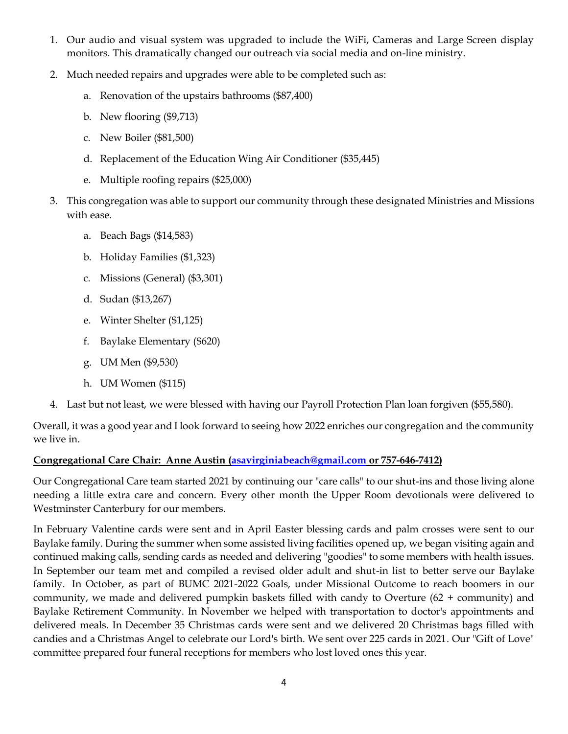1. Our audio and visual system was upgraded to include the WiFi, Cameras and Large Screen display monitors. This dramatically changed our outreach via social media and on-line ministry.
2. Much needed repairs and upgrades were able to be completed such as:
    a. Renovation of the upstairs bathrooms ($87,400)
    b. New flooring ($9,713)
    c. New Boiler ($81,500)
    d. Replacement of the Education Wing Air Conditioner ($35,445)
    e. Multiple roofing repairs ($25,000)
3. This congregation was able to support our community through these designated Ministries and Missions with ease.
    a. Beach Bags ($14,583)
    b. Holiday Families ($1,323)
    c. Missions (General) ($3,301)
    d. Sudan ($13,267)
    e. Winter Shelter ($1,125)
    f. Baylake Elementary ($620)
    g. UM Men ($9,530)
    h. UM Women ($115)
4. Last but not least, we were blessed with having our Payroll Protection Plan loan forgiven ($55,580).

Overall, it was a good year and I look forward to seeing how 2022 enriches our congregation and the community we live in.

**Congregational Care Chair: Anne Austin (asavirginiabeach@gmail.com or 757-646-7412)**

Our Congregational Care team started 2021 by continuing our "care calls" to our shut-ins and those living alone needing a little extra care and concern. Every other month the Upper Room devotionals were delivered to Westminster Canterbury for our members.

In February Valentine cards were sent and in April Easter blessing cards and palm crosses were sent to our Baylake family. During the summer when some assisted living facilities opened up, we began visiting again and continued making calls, sending cards as needed and delivering "goodies" to some members with health issues. In September our team met and compiled a revised older adult and shut-in list to better serve our Baylake family. In October, as part of BUMC 2021-2022 Goals, under Missional Outcome to reach boomers in our community, we made and delivered pumpkin baskets filled with candy to Overture (62 + community) and Baylake Retirement Community. In November we helped with transportation to doctor's appointments and delivered meals. In December 35 Christmas cards were sent and we delivered 20 Christmas bags filled with candies and a Christmas Angel to celebrate our Lord's birth. We sent over 225 cards in 2021. Our "Gift of Love" committee prepared four funeral receptions for members who lost loved ones this year.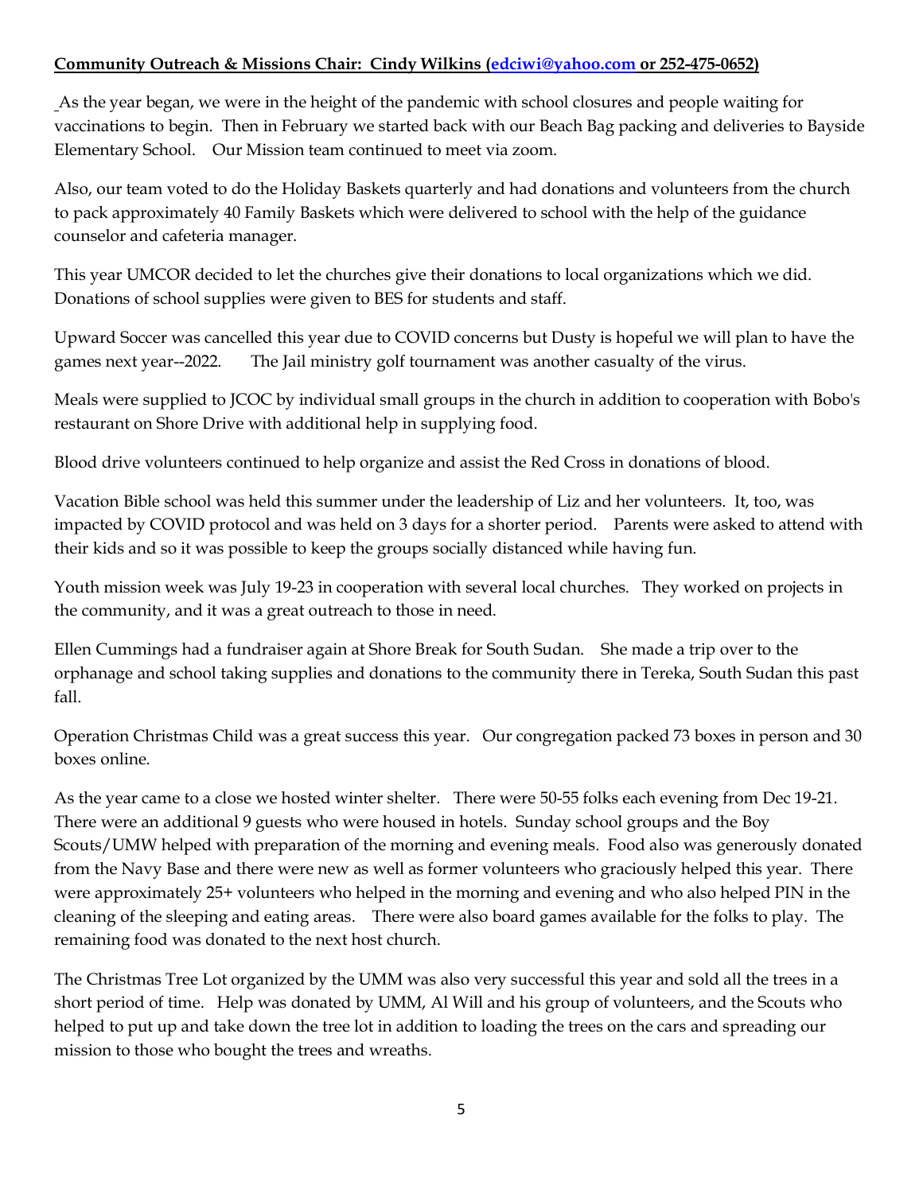**Community Outreach & Missions Chair: Cindy Wilkins (edciwi@yahoo.com or 252-475-0652)**

As the year began, we were in the height of the pandemic with school closures and people waiting for vaccinations to begin. Then in February we started back with our Beach Bag packing and deliveries to Bayside Elementary School. Our Mission team continued to meet via zoom.

Also, our team voted to do the Holiday Baskets quarterly and had donations and volunteers from the church to pack approximately 40 Family Baskets which were delivered to school with the help of the guidance counselor and cafeteria manager.

This year UMCOR decided to let the churches give their donations to local organizations which we did. Donations of school supplies were given to BES for students and staff.

Upward Soccer was cancelled this year due to COVID concerns but Dusty is hopeful we will plan to have the games next year--2022. The Jail ministry golf tournament was another casualty of the virus.

Meals were supplied to JCOC by individual small groups in the church in addition to cooperation with Bobo's restaurant on Shore Drive with additional help in supplying food.

Blood drive volunteers continued to help organize and assist the Red Cross in donations of blood.

Vacation Bible school was held this summer under the leadership of Liz and her volunteers. It, too, was impacted by COVID protocol and was held on 3 days for a shorter period. Parents were asked to attend with their kids and so it was possible to keep the groups socially distanced while having fun.

Youth mission week was July 19-23 in cooperation with several local churches. They worked on projects in the community, and it was a great outreach to those in need.

Ellen Cummings had a fundraiser again at Shore Break for South Sudan. She made a trip over to the orphanage and school taking supplies and donations to the community there in Tereka, South Sudan this past fall.

Operation Christmas Child was a great success this year. Our congregation packed 73 boxes in person and 30 boxes online.

As the year came to a close we hosted winter shelter. There were 50-55 folks each evening from Dec 19-21. There were an additional 9 guests who were housed in hotels. Sunday school groups and the Boy Scouts/UMW helped with preparation of the morning and evening meals. Food also was generously donated from the Navy Base and there were new as well as former volunteers who graciously helped this year. There were approximately 25+ volunteers who helped in the morning and evening and who also helped PIN in the cleaning of the sleeping and eating areas. There were also board games available for the folks to play. The remaining food was donated to the next host church.

The Christmas Tree Lot organized by the UMM was also very successful this year and sold all the trees in a short period of time. Help was donated by UMM, Al Will and his group of volunteers, and the Scouts who helped to put up and take down the tree lot in addition to loading the trees on the cars and spreading our mission to those who bought the trees and wreaths.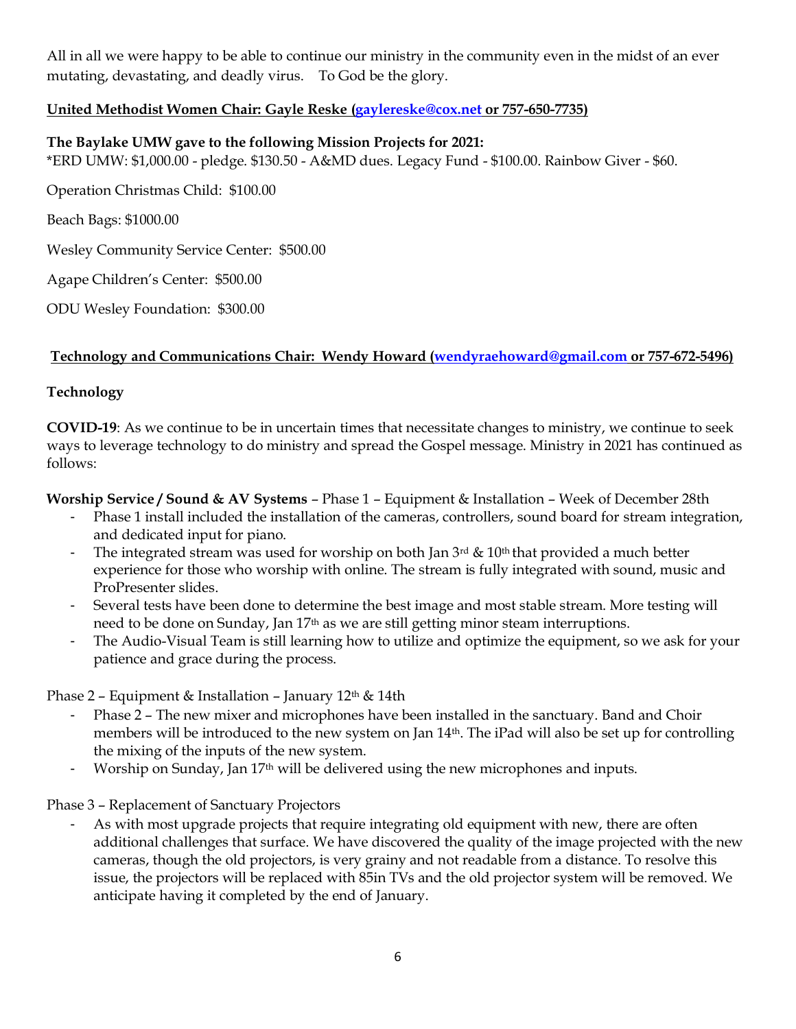All in all we were happy to be able to continue our ministry in the community even in the midst of an ever mutating, devastating, and deadly virus.   To God be the glory.

**United Methodist Women Chair: Gayle Reske (gaylereske@cox.net or 757-650-7735)**

**The Baylake UMW gave to the following Mission Projects for 2021:**
*ERD UMW: $1,000.00 - pledge. $130.50 - A&MD dues. Legacy Fund - $100.00. Rainbow Giver - $60.

Operation Christmas Child:  $100.00

Beach Bags: $1000.00

Wesley Community Service Center:  $500.00

Agape Children's Center:  $500.00

ODU Wesley Foundation:  $300.00

**Technology and Communications Chair:  Wendy Howard (wendyraehoward@gmail.com or 757-672-5496)**

**Technology**

**COVID-19**: As we continue to be in uncertain times that necessitate changes to ministry, we continue to seek ways to leverage technology to do ministry and spread the Gospel message. Ministry in 2021 has continued as follows:

**Worship Service / Sound & AV Systems** – Phase 1 – Equipment & Installation – Week of December 28th

- Phase 1 install included the installation of the cameras, controllers, sound board for stream integration, and dedicated input for piano.
- The integrated stream was used for worship on both Jan 3rd & 10th that provided a much better experience for those who worship with online. The stream is fully integrated with sound, music and ProPresenter slides.
- Several tests have been done to determine the best image and most stable stream. More testing will need to be done on Sunday, Jan 17th as we are still getting minor steam interruptions.
- The Audio-Visual Team is still learning how to utilize and optimize the equipment, so we ask for your patience and grace during the process.

Phase 2 – Equipment & Installation – January 12th & 14th

- Phase 2 – The new mixer and microphones have been installed in the sanctuary. Band and Choir members will be introduced to the new system on Jan 14th. The iPad will also be set up for controlling the mixing of the inputs of the new system.
- Worship on Sunday, Jan 17th will be delivered using the new microphones and inputs.

Phase 3 – Replacement of Sanctuary Projectors

- As with most upgrade projects that require integrating old equipment with new, there are often additional challenges that surface. We have discovered the quality of the image projected with the new cameras, though the old projectors, is very grainy and not readable from a distance. To resolve this issue, the projectors will be replaced with 85in TVs and the old projector system will be removed. We anticipate having it completed by the end of January.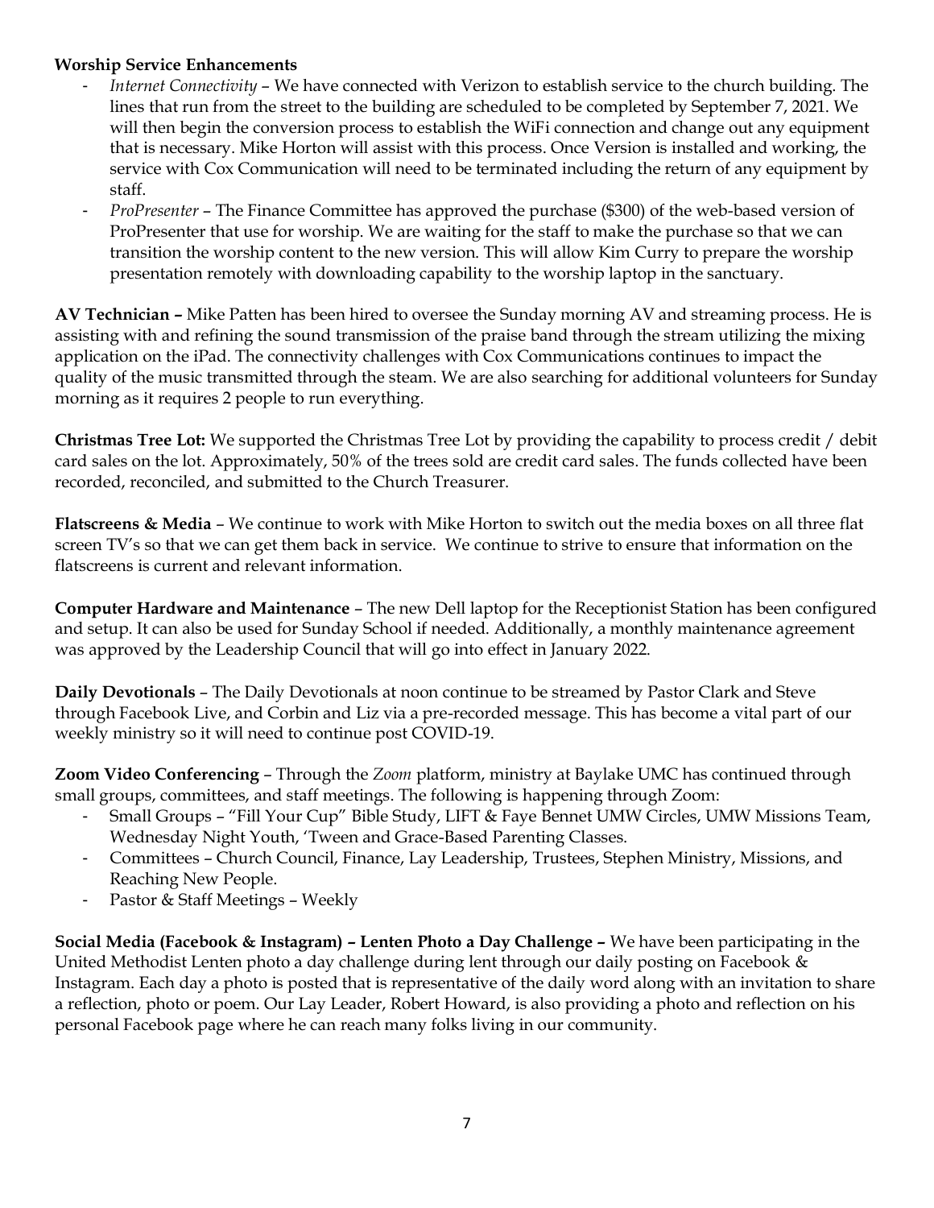**Worship Service Enhancements**

- *Internet Connectivity* – We have connected with Verizon to establish service to the church building. The lines that run from the street to the building are scheduled to be completed by September 7, 2021. We will then begin the conversion process to establish the WiFi connection and change out any equipment that is necessary. Mike Horton will assist with this process. Once Version is installed and working, the service with Cox Communication will need to be terminated including the return of any equipment by staff.
- *ProPresenter* – The Finance Committee has approved the purchase ($300) of the web-based version of ProPresenter that use for worship. We are waiting for the staff to make the purchase so that we can transition the worship content to the new version. This will allow Kim Curry to prepare the worship presentation remotely with downloading capability to the worship laptop in the sanctuary.

**AV Technician –** Mike Patten has been hired to oversee the Sunday morning AV and streaming process. He is assisting with and refining the sound transmission of the praise band through the stream utilizing the mixing application on the iPad. The connectivity challenges with Cox Communications continues to impact the quality of the music transmitted through the steam. We are also searching for additional volunteers for Sunday morning as it requires 2 people to run everything.

**Christmas Tree Lot:** We supported the Christmas Tree Lot by providing the capability to process credit / debit card sales on the lot. Approximately, 50% of the trees sold are credit card sales. The funds collected have been recorded, reconciled, and submitted to the Church Treasurer.

**Flatscreens & Media** – We continue to work with Mike Horton to switch out the media boxes on all three flat screen TV's so that we can get them back in service. We continue to strive to ensure that information on the flatscreens is current and relevant information.

**Computer Hardware and Maintenance** – The new Dell laptop for the Receptionist Station has been configured and setup. It can also be used for Sunday School if needed. Additionally, a monthly maintenance agreement was approved by the Leadership Council that will go into effect in January 2022.

**Daily Devotionals** – The Daily Devotionals at noon continue to be streamed by Pastor Clark and Steve through Facebook Live, and Corbin and Liz via a pre-recorded message. This has become a vital part of our weekly ministry so it will need to continue post COVID-19.

**Zoom Video Conferencing** – Through the *Zoom* platform, ministry at Baylake UMC has continued through small groups, committees, and staff meetings. The following is happening through Zoom:

- Small Groups – "Fill Your Cup" Bible Study, LIFT & Faye Bennet UMW Circles, UMW Missions Team, Wednesday Night Youth, 'Tween and Grace-Based Parenting Classes.
- Committees – Church Council, Finance, Lay Leadership, Trustees, Stephen Ministry, Missions, and Reaching New People.
- Pastor & Staff Meetings – Weekly

**Social Media (Facebook & Instagram) – Lenten Photo a Day Challenge –** We have been participating in the United Methodist Lenten photo a day challenge during lent through our daily posting on Facebook & Instagram. Each day a photo is posted that is representative of the daily word along with an invitation to share a reflection, photo or poem. Our Lay Leader, Robert Howard, is also providing a photo and reflection on his personal Facebook page where he can reach many folks living in our community.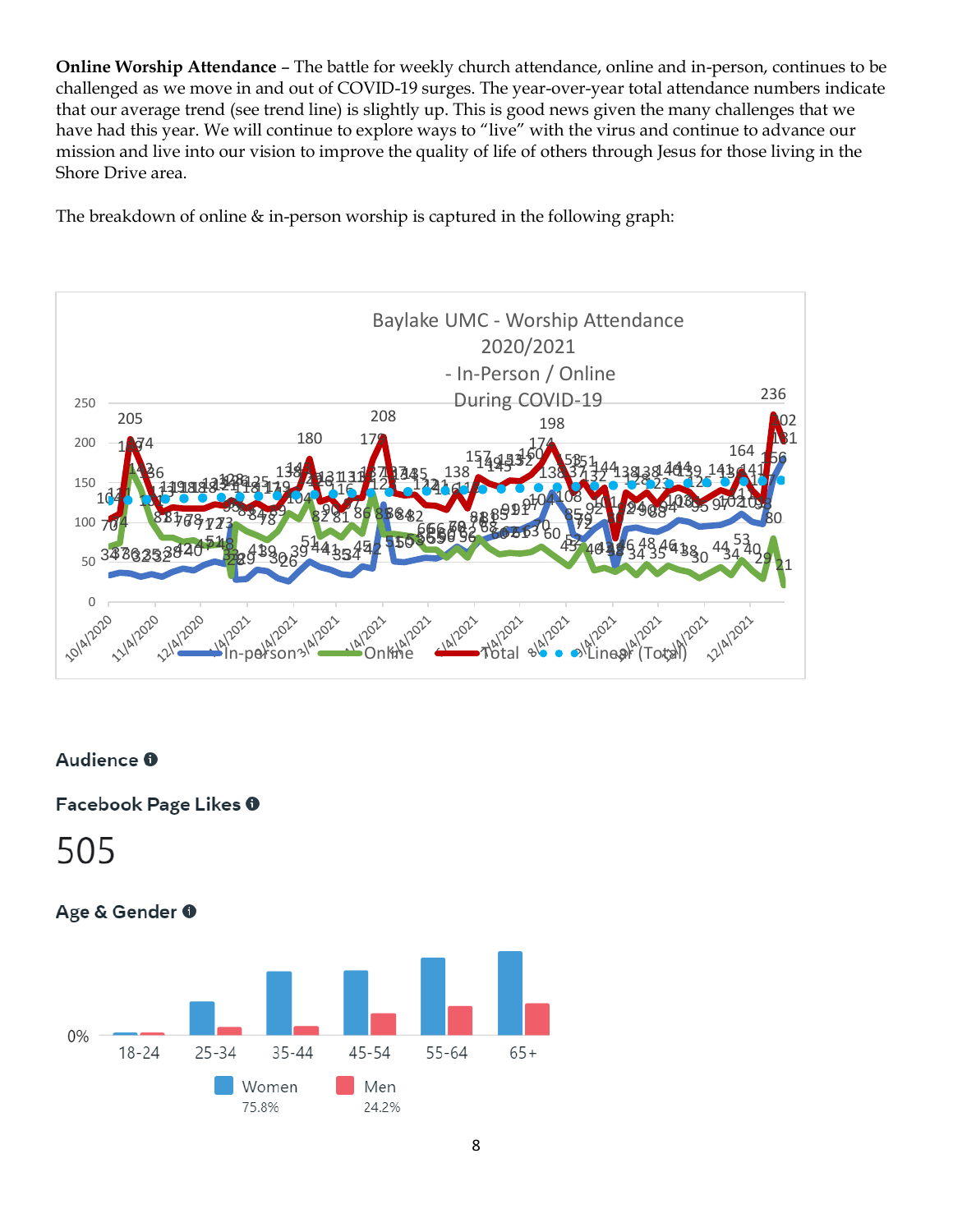**Online Worship Attendance** – The battle for weekly church attendance, online and in-person, continues to be challenged as we move in and out of COVID-19 surges. The year-over-year total attendance numbers indicate that our average trend (see trend line) is slightly up. This is good news given the many challenges that we have had this year. We will continue to explore ways to "live" with the virus and continue to advance our mission and live into our vision to improve the quality of life of others through Jesus for those living in the Shore Drive area.

The breakdown of online & in-person worship is captured in the following graph:

Baylake UMC - Worship Attendance 2020/2021 - In-Person / Online During COVID-19

Legend: In-person, Online, Total, Linear (Total)

### Audience

### Facebook Page Likes

505

### Age & Gender

| Age | Women | Men |
|---|---|---|
| 18-24 | | |
| 25-34 | | |
| 35-44 | | |
| 45-54 | | |
| 55-64 | | |
| 65+ | | |

Women 75.8%
Men 24.2%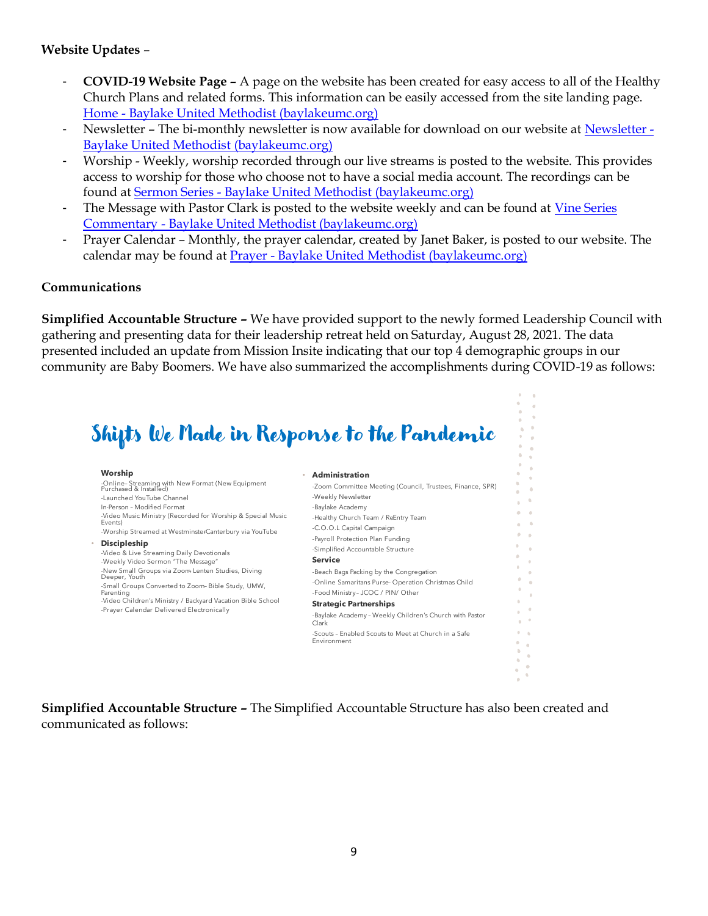**Website Updates –**

- **COVID-19 Website Page –** A page on the website has been created for easy access to all of the Healthy Church Plans and related forms. This information can be easily accessed from the site landing page. [Home - Baylake United Methodist (baylakeumc.org)]
- Newsletter – The bi-monthly newsletter is now available for download on our website at [Newsletter - Baylake United Methodist (baylakeumc.org)]
- Worship - Weekly, worship recorded through our live streams is posted to the website. This provides access to worship for those who choose not to have a social media account. The recordings can be found at [Sermon Series - Baylake United Methodist (baylakeumc.org)]
- The Message with Pastor Clark is posted to the website weekly and can be found at [Vine Series Commentary - Baylake United Methodist (baylakeumc.org)]
- Prayer Calendar – Monthly, the prayer calendar, created by Janet Baker, is posted to our website. The calendar may be found at [Prayer - Baylake United Methodist (baylakeumc.org)]

**Communications**

**Simplified Accountable Structure –** We have provided support to the newly formed Leadership Council with gathering and presenting data for their leadership retreat held on Saturday, August 28, 2021. The data presented included an update from Mission Insite indicating that our top 4 demographic groups in our community are Baby Boomers. We have also summarized the accomplishments during COVID-19 as follows:

## Shifts We Made in Response to the Pandemic

**Worship**

- Online– Streaming with New Format (New Equipment Purchased & Installed)
- Launched YouTube Channel
- In-Person – Modified Format
- Video Music Ministry (Recorded for Worship & Special Music Events)
- Worship Streamed at WestminsterCanterbury via YouTube

**Discipleship**

- Video & Live Streaming Daily Devotionals
- Weekly Video Sermon "The Message"
- New Small Groups via Zoom- Lenten Studies, Diving Deeper, Youth
- Small Groups Converted to Zoom– Bible Study, UMW, Parenting
- Video Children's Ministry / Backyard Vacation Bible School
- Prayer Calendar Delivered Electronically

**Administration**

- Zoom Committee Meeting (Council, Trustees, Finance, SPR)
- Weekly Newsletter
- Baylake Academy
- Healthy Church Team / ReEntry Team
- C.O.O.L Capital Campaign
- Payroll Protection Plan Funding
- Simplified Accountable Structure

**Service**

- Beach Bags Packing by the Congregation
- Online Samaritans Purse– Operation Christmas Child
- Food Ministry– JCOC / PIN/ Other

**Strategic Partnerships**

- Baylake Academy – Weekly Children's Church with Pastor Clark
- Scouts – Enabled Scouts to Meet at Church in a Safe Environment

**Simplified Accountable Structure –** The Simplified Accountable Structure has also been created and communicated as follows: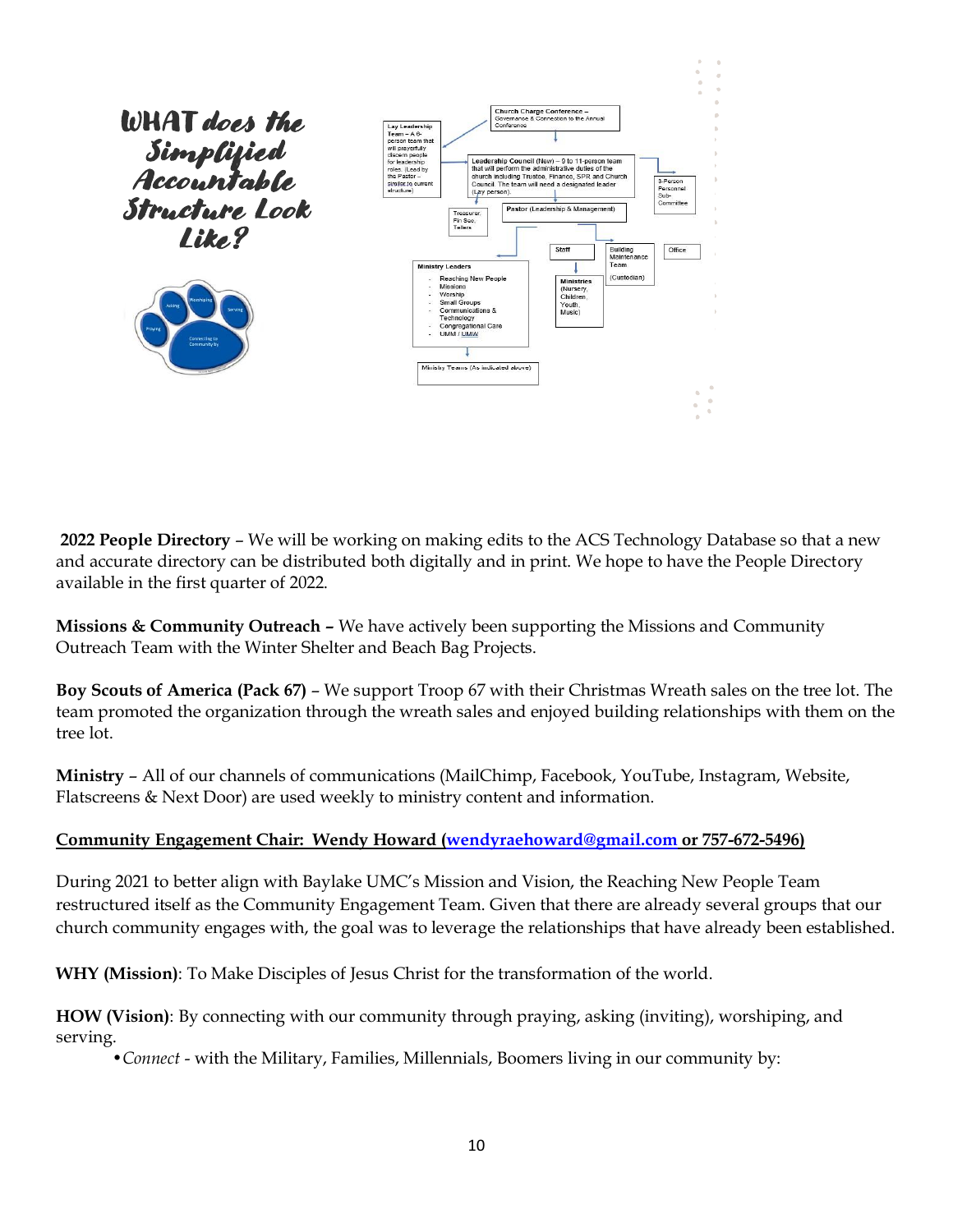# WHAT does the Simplified Accountable Structure Look Like?

Church Charge Conference – Governance & Connection to the Annual Conference

Lay Leadership Team – A 6-person team that will prayerfully discern people for leadership roles. (Lead by the Pastor – similar to current structure)

Leadership Council (New) – 9 to 11-person team that will perform the administrative duties of the church including Trustee, Finance, SPR and Church Council. The team will need a designated leader (Lay person).

3-Person Personnel Sub-Committee

Treasurer, Fin Sec, Tellers

Pastor (Leadership & Management)

Staff

Building Maintenance Team (Custodian)

Office

Ministry Leaders
- Reaching New People
- Missions
- Worship
- Small Groups
- Communications & Technology
- Congregational Care
- UMM / UMW

Ministries (Nursery, Children, Youth, Music)

Ministry Teams (As indicated above)

Asking, Worshiping, Serving, Praying, Connecting to Community by

**2022 People Directory** – We will be working on making edits to the ACS Technology Database so that a new and accurate directory can be distributed both digitally and in print. We hope to have the People Directory available in the first quarter of 2022.

**Missions & Community Outreach –** We have actively been supporting the Missions and Community Outreach Team with the Winter Shelter and Beach Bag Projects.

**Boy Scouts of America (Pack 67)** – We support Troop 67 with their Christmas Wreath sales on the tree lot. The team promoted the organization through the wreath sales and enjoyed building relationships with them on the tree lot.

**Ministry** – All of our channels of communications (MailChimp, Facebook, YouTube, Instagram, Website, Flatscreens & Next Door) are used weekly to ministry content and information.

**Community Engagement Chair: Wendy Howard (wendyraehoward@gmail.com or 757-672-5496)**

During 2021 to better align with Baylake UMC's Mission and Vision, the Reaching New People Team restructured itself as the Community Engagement Team. Given that there are already several groups that our church community engages with, the goal was to leverage the relationships that have already been established.

**WHY (Mission)**: To Make Disciples of Jesus Christ for the transformation of the world.

**HOW (Vision)**: By connecting with our community through praying, asking (inviting), worshiping, and serving.

- *Connect* - with the Military, Families, Millennials, Boomers living in our community by: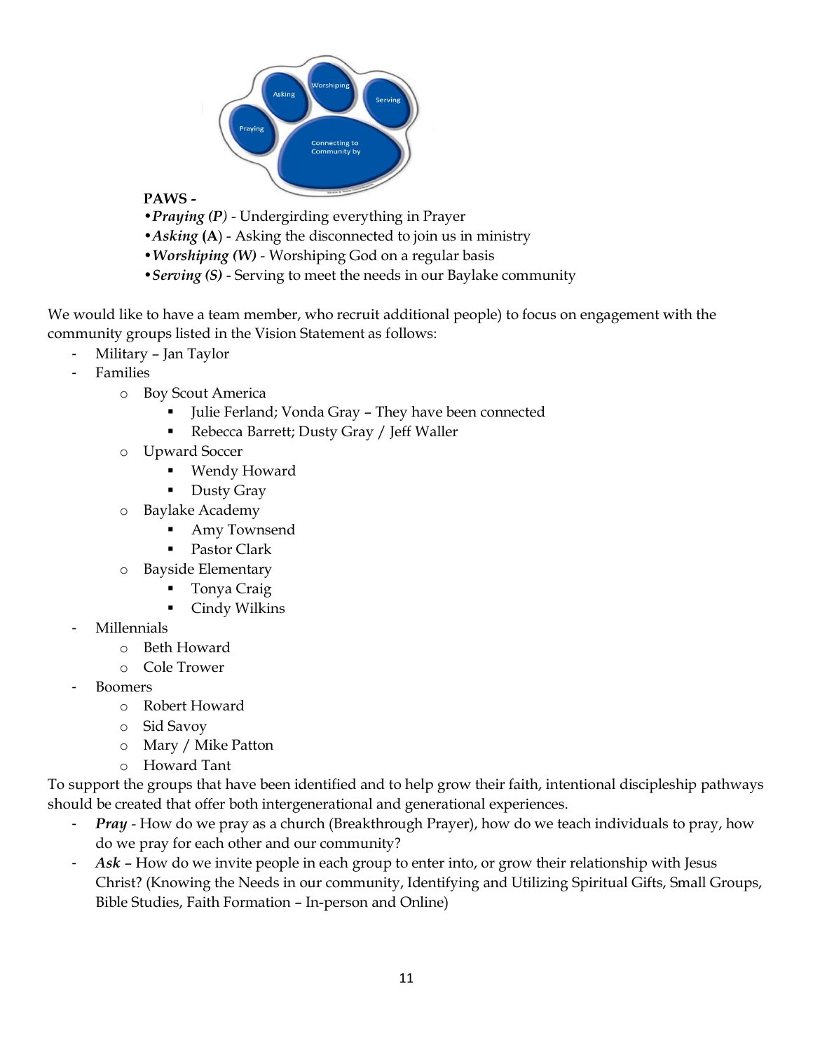**PAWS -**

- ***Praying (P)*** - Undergirding everything in Prayer
- ***Asking*** **(A)** - Asking the disconnected to join us in ministry
- ***Worshiping (W)*** - Worshiping God on a regular basis
- ***Serving (S)*** - Serving to meet the needs in our Baylake community

We would like to have a team member, who recruit additional people) to focus on engagement with the community groups listed in the Vision Statement as follows:

- Military – Jan Taylor
- Families
  - Boy Scout America
    - Julie Ferland; Vonda Gray – They have been connected
    - Rebecca Barrett; Dusty Gray / Jeff Waller
  - Upward Soccer
    - Wendy Howard
    - Dusty Gray
  - Baylake Academy
    - Amy Townsend
    - Pastor Clark
  - Bayside Elementary
    - Tonya Craig
    - Cindy Wilkins
- Millennials
  - Beth Howard
  - Cole Trower
- Boomers
  - Robert Howard
  - Sid Savoy
  - Mary / Mike Patton
  - Howard Tant

To support the groups that have been identified and to help grow their faith, intentional discipleship pathways should be created that offer both intergenerational and generational experiences.

- ***Pray*** - How do we pray as a church (Breakthrough Prayer), how do we teach individuals to pray, how do we pray for each other and our community?
- ***Ask*** – How do we invite people in each group to enter into, or grow their relationship with Jesus Christ? (Knowing the Needs in our community, Identifying and Utilizing Spiritual Gifts, Small Groups, Bible Studies, Faith Formation – In-person and Online)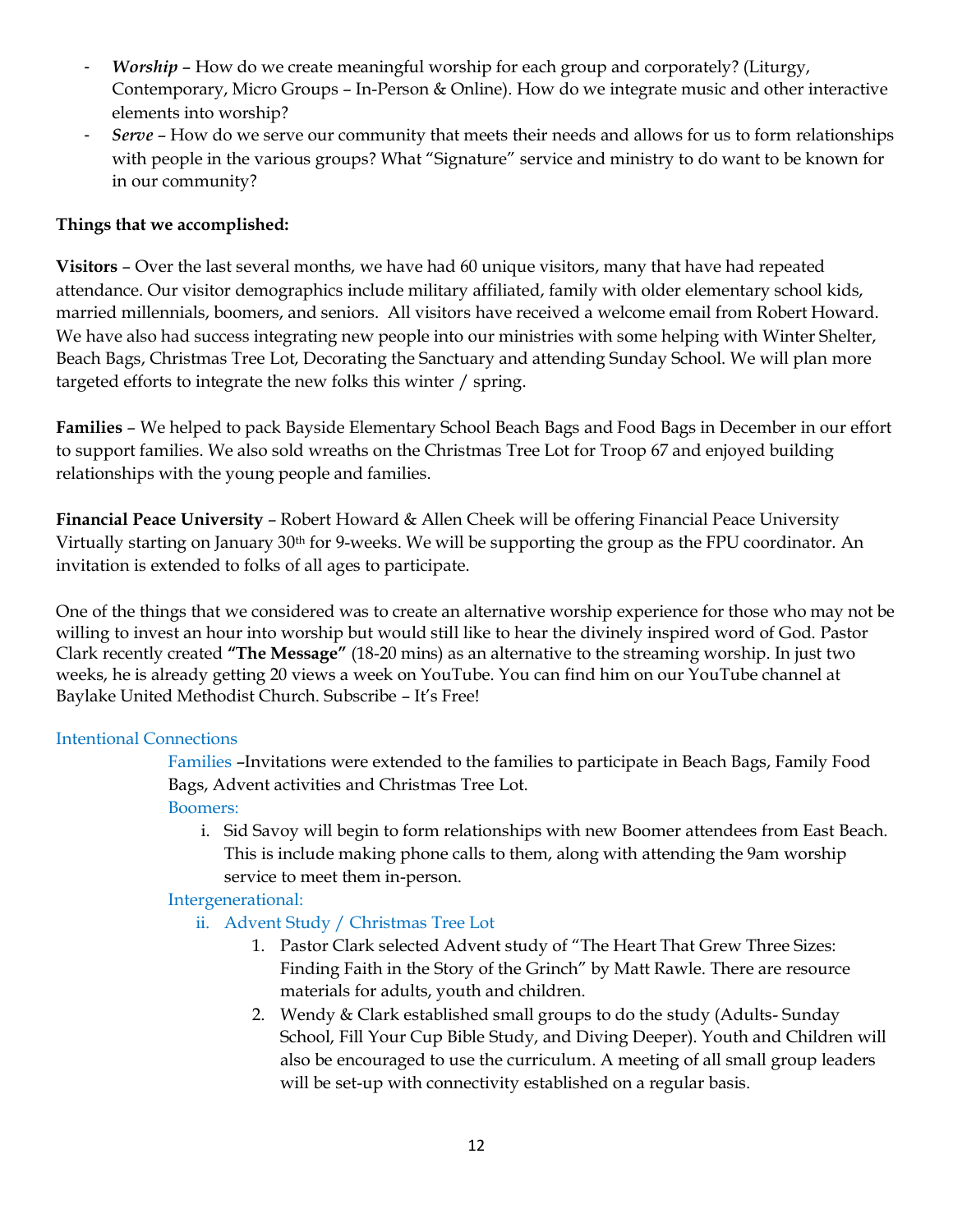- ***Worship*** – How do we create meaningful worship for each group and corporately? (Liturgy, Contemporary, Micro Groups – In-Person & Online). How do we integrate music and other interactive elements into worship?
- ***Serve*** – How do we serve our community that meets their needs and allows for us to form relationships with people in the various groups? What "Signature" service and ministry to do want to be known for in our community?

**Things that we accomplished:**

**Visitors** – Over the last several months, we have had 60 unique visitors, many that have had repeated attendance. Our visitor demographics include military affiliated, family with older elementary school kids, married millennials, boomers, and seniors. All visitors have received a welcome email from Robert Howard. We have also had success integrating new people into our ministries with some helping with Winter Shelter, Beach Bags, Christmas Tree Lot, Decorating the Sanctuary and attending Sunday School. We will plan more targeted efforts to integrate the new folks this winter / spring.

**Families** – We helped to pack Bayside Elementary School Beach Bags and Food Bags in December in our effort to support families. We also sold wreaths on the Christmas Tree Lot for Troop 67 and enjoyed building relationships with the young people and families.

**Financial Peace University** – Robert Howard & Allen Cheek will be offering Financial Peace University Virtually starting on January 30th for 9-weeks. We will be supporting the group as the FPU coordinator. An invitation is extended to folks of all ages to participate.

One of the things that we considered was to create an alternative worship experience for those who may not be willing to invest an hour into worship but would still like to hear the divinely inspired word of God. Pastor Clark recently created **"The Message"** (18-20 mins) as an alternative to the streaming worship. In just two weeks, he is already getting 20 views a week on YouTube. You can find him on our YouTube channel at Baylake United Methodist Church. Subscribe – It's Free!

### Intentional Connections

Families –Invitations were extended to the families to participate in Beach Bags, Family Food Bags, Advent activities and Christmas Tree Lot.

Boomers:

i. Sid Savoy will begin to form relationships with new Boomer attendees from East Beach. This is include making phone calls to them, along with attending the 9am worship service to meet them in-person.

Intergenerational:

ii. Advent Study / Christmas Tree Lot
   1. Pastor Clark selected Advent study of "The Heart That Grew Three Sizes: Finding Faith in the Story of the Grinch" by Matt Rawle. There are resource materials for adults, youth and children.
   2. Wendy & Clark established small groups to do the study (Adults- Sunday School, Fill Your Cup Bible Study, and Diving Deeper). Youth and Children will also be encouraged to use the curriculum. A meeting of all small group leaders will be set-up with connectivity established on a regular basis.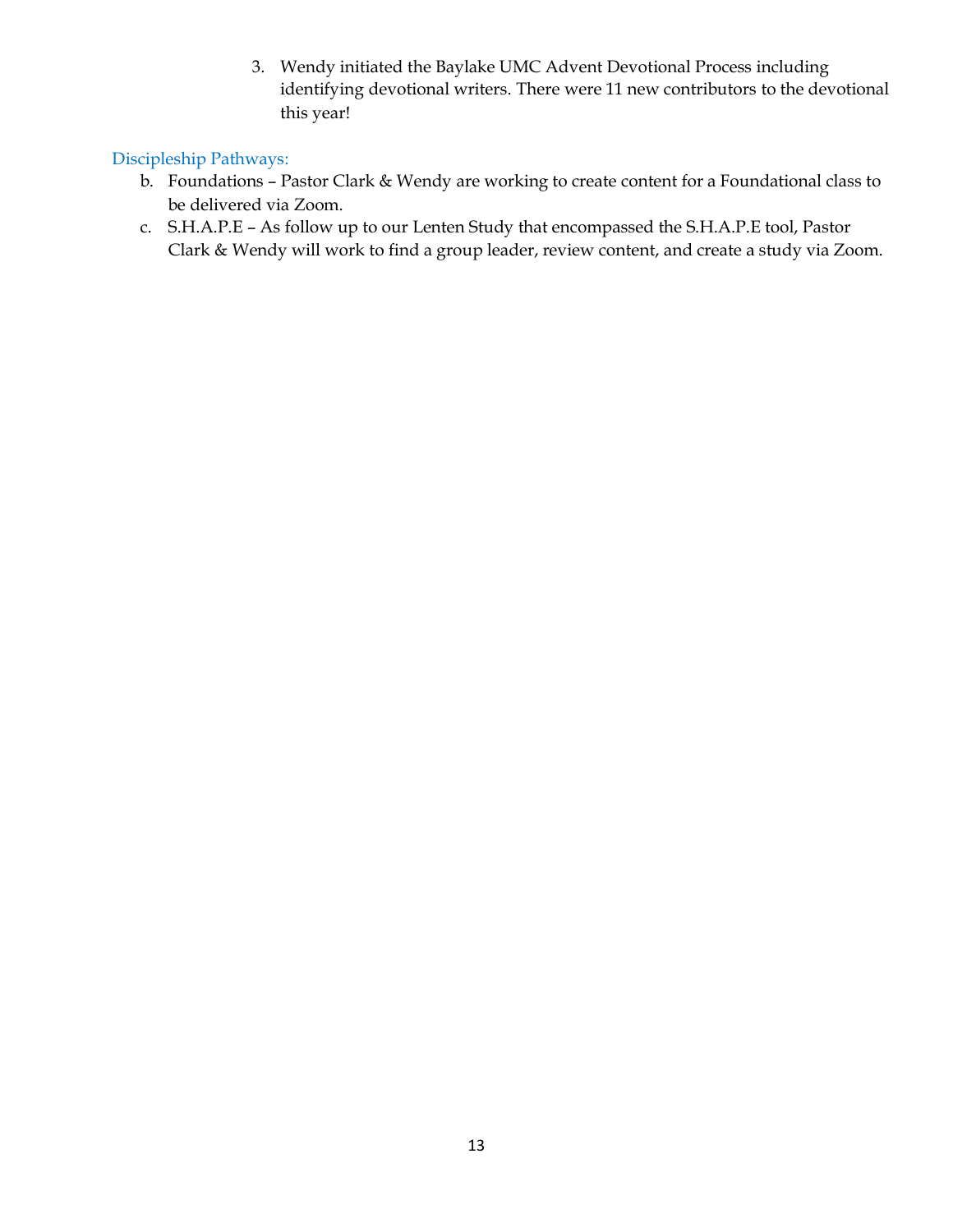3. Wendy initiated the Baylake UMC Advent Devotional Process including identifying devotional writers. There were 11 new contributors to the devotional this year!

Discipleship Pathways:

b. Foundations – Pastor Clark & Wendy are working to create content for a Foundational class to be delivered via Zoom.
c. S.H.A.P.E – As follow up to our Lenten Study that encompassed the S.H.A.P.E tool, Pastor Clark & Wendy will work to find a group leader, review content, and create a study via Zoom.